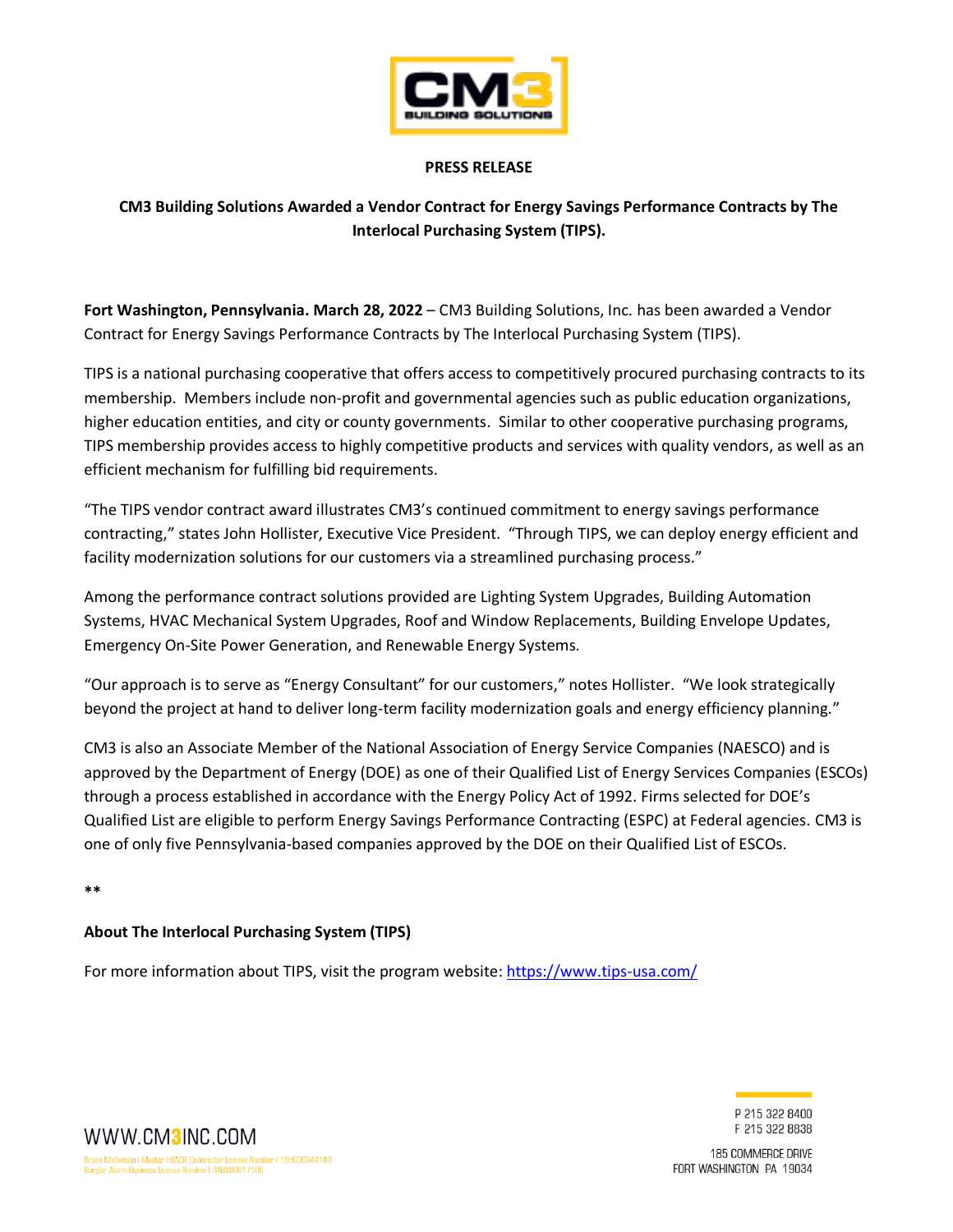**PRESS RELEASE**

**CM3 Building Solutions Awarded a Vendor Contract for Energy Savings Performance Contracts by The Interlocal Purchasing System (TIPS).**

**Fort Washington, Pennsylvania. March 28, 2022** – CM3 Building Solutions, Inc. has been awarded a Vendor Contract for Energy Savings Performance Contracts by The Interlocal Purchasing System (TIPS).

TIPS is a national purchasing cooperative that offers access to competitively procured purchasing contracts to its membership. Members include non-profit and governmental agencies such as public education organizations, higher education entities, and city or county governments. Similar to other cooperative purchasing programs, TIPS membership provides access to highly competitive products and services with quality vendors, as well as an efficient mechanism for fulfilling bid requirements.

"The TIPS vendor contract award illustrates CM3's continued commitment to energy savings performance contracting," states John Hollister, Executive Vice President. "Through TIPS, we can deploy energy efficient and facility modernization solutions for our customers via a streamlined purchasing process."

Among the performance contract solutions provided are Lighting System Upgrades, Building Automation Systems, HVAC Mechanical System Upgrades, Roof and Window Replacements, Building Envelope Updates, Emergency On-Site Power Generation, and Renewable Energy Systems.

"Our approach is to serve as "Energy Consultant" for our customers," notes Hollister. "We look strategically beyond the project at hand to deliver long-term facility modernization goals and energy efficiency planning."

CM3 is also an Associate Member of the National Association of Energy Service Companies (NAESCO) and is approved by the Department of Energy (DOE) as one of their Qualified List of Energy Services Companies (ESCOs) through a process established in accordance with the Energy Policy Act of 1992. Firms selected for DOE's Qualified List are eligible to perform Energy Savings Performance Contracting (ESPC) at Federal agencies. CM3 is one of only five Pennsylvania-based companies approved by the DOE on their Qualified List of ESCOs.

**

**About The Interlocal Purchasing System (TIPS)**

For more information about TIPS, visit the program website: https://www.tips-usa.com/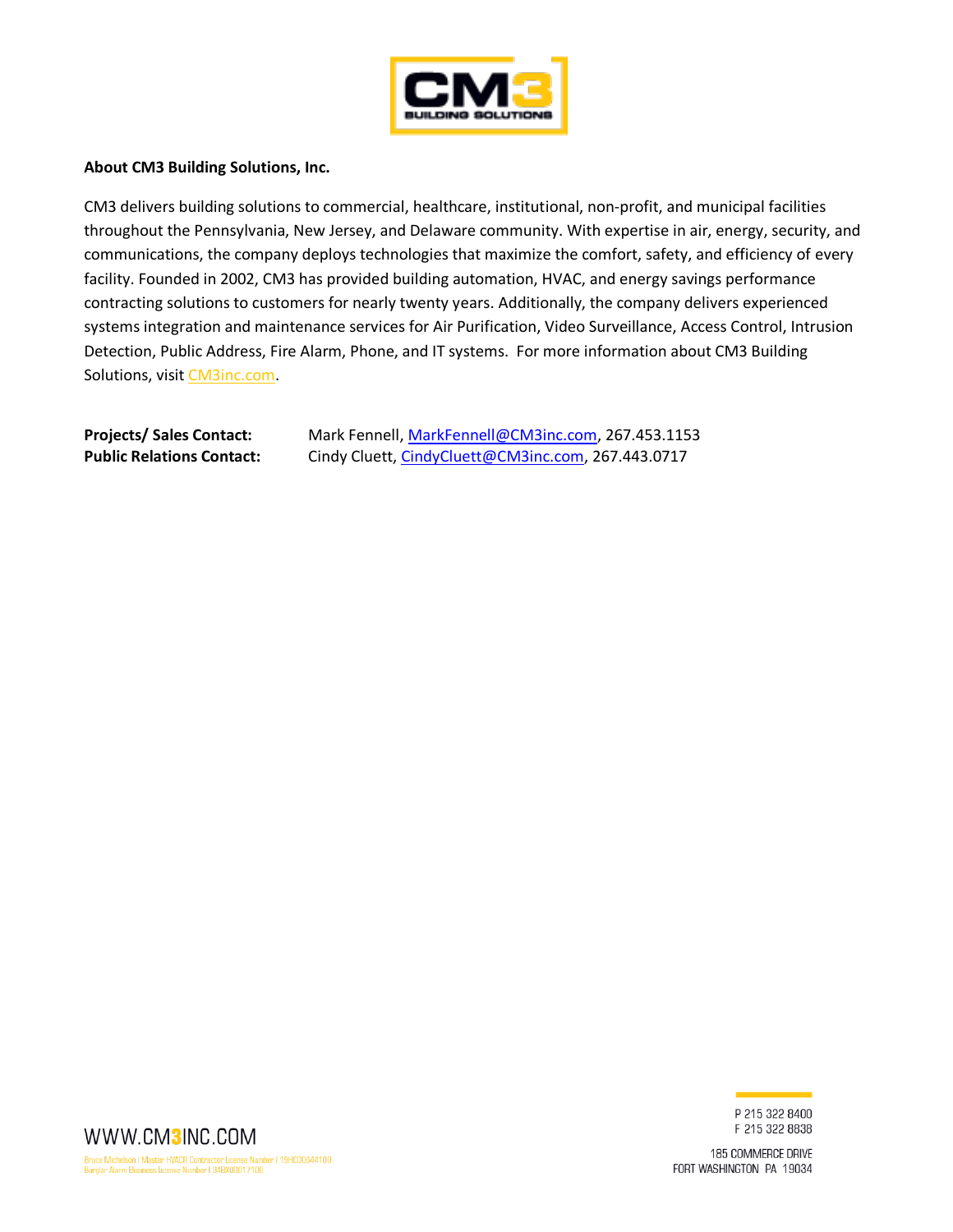**About CM3 Building Solutions, Inc.**

CM3 delivers building solutions to commercial, healthcare, institutional, non-profit, and municipal facilities throughout the Pennsylvania, New Jersey, and Delaware community. With expertise in air, energy, security, and communications, the company deploys technologies that maximize the comfort, safety, and efficiency of every facility. Founded in 2002, CM3 has provided building automation, HVAC, and energy savings performance contracting solutions to customers for nearly twenty years. Additionally, the company delivers experienced systems integration and maintenance services for Air Purification, Video Surveillance, Access Control, Intrusion Detection, Public Address, Fire Alarm, Phone, and IT systems. For more information about CM3 Building Solutions, visit CM3inc.com.

**Projects/ Sales Contact:** Mark Fennell, MarkFennell@CM3inc.com, 267.453.1153
**Public Relations Contact:** Cindy Cluett, CindyCluett@CM3inc.com, 267.443.0717

WWW.CM3INC.COM

Bruce Michelson | Master HVACR Contractor License Number | 19HC00544100
Burglar Alarm Business License Number | 34BX00017100

P 215 322 8400
F 215 322 8838

185 COMMERCE DRIVE
FORT WASHINGTON PA 19034